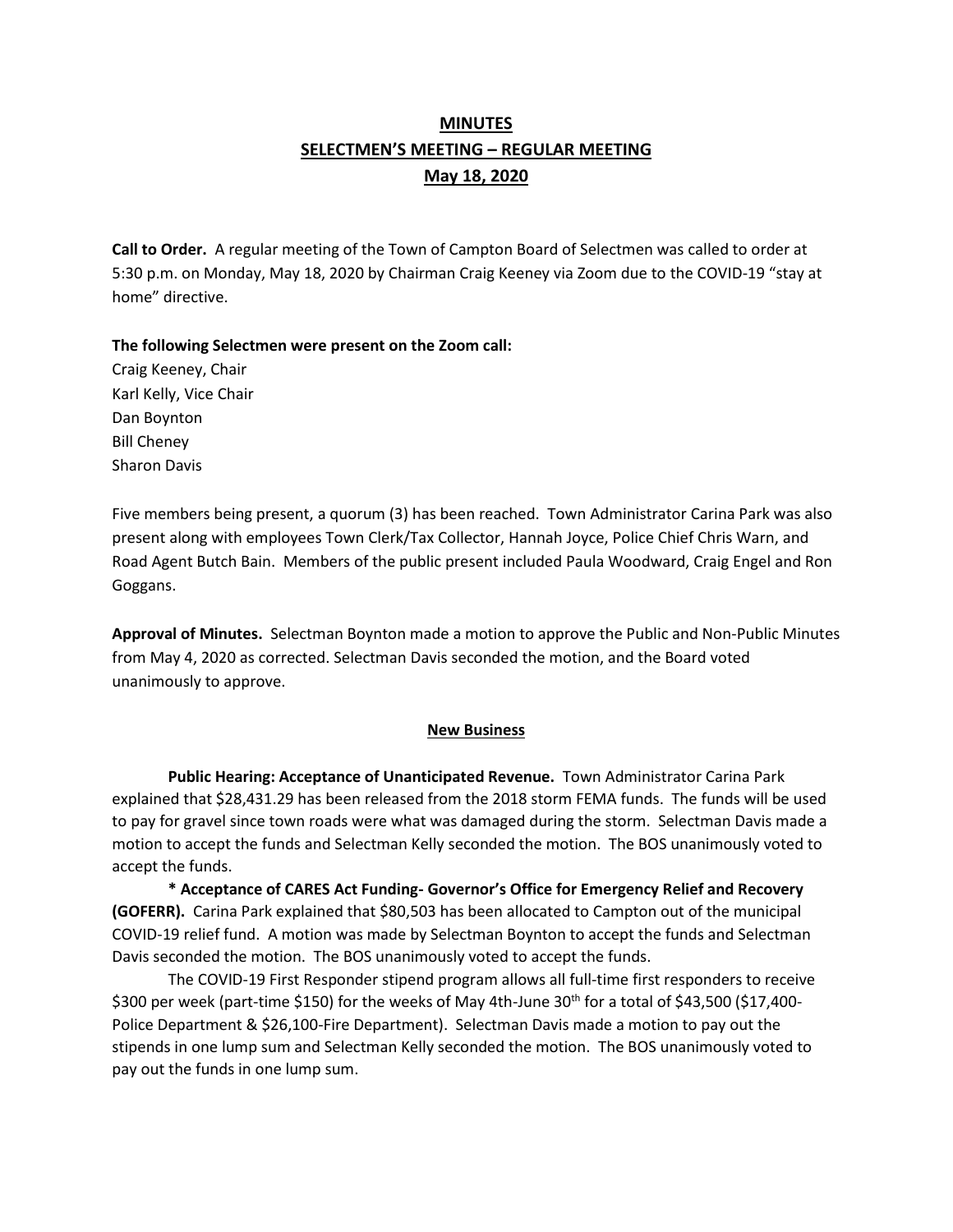# MINUTES
## SELECTMEN'S MEETING – REGULAR MEETING
## May 18, 2020

**Call to Order.** A regular meeting of the Town of Campton Board of Selectmen was called to order at 5:30 p.m. on Monday, May 18, 2020 by Chairman Craig Keeney via Zoom due to the COVID-19 "stay at home" directive.

**The following Selectmen were present on the Zoom call:**

Craig Keeney, Chair
Karl Kelly, Vice Chair
Dan Boynton
Bill Cheney
Sharon Davis

Five members being present, a quorum (3) has been reached. Town Administrator Carina Park was also present along with employees Town Clerk/Tax Collector, Hannah Joyce, Police Chief Chris Warn, and Road Agent Butch Bain. Members of the public present included Paula Woodward, Craig Engel and Ron Goggans.

**Approval of Minutes.** Selectman Boynton made a motion to approve the Public and Non-Public Minutes from May 4, 2020 as corrected. Selectman Davis seconded the motion, and the Board voted unanimously to approve.

### New Business

**Public Hearing: Acceptance of Unanticipated Revenue.** Town Administrator Carina Park explained that $28,431.29 has been released from the 2018 storm FEMA funds. The funds will be used to pay for gravel since town roads were what was damaged during the storm. Selectman Davis made a motion to accept the funds and Selectman Kelly seconded the motion. The BOS unanimously voted to accept the funds.

**\* Acceptance of CARES Act Funding- Governor's Office for Emergency Relief and Recovery (GOFERR).** Carina Park explained that $80,503 has been allocated to Campton out of the municipal COVID-19 relief fund. A motion was made by Selectman Boynton to accept the funds and Selectman Davis seconded the motion. The BOS unanimously voted to accept the funds.

The COVID-19 First Responder stipend program allows all full-time first responders to receive $300 per week (part-time $150) for the weeks of May 4th-June 30th for a total of $43,500 ($17,400- Police Department & $26,100-Fire Department). Selectman Davis made a motion to pay out the stipends in one lump sum and Selectman Kelly seconded the motion. The BOS unanimously voted to pay out the funds in one lump sum.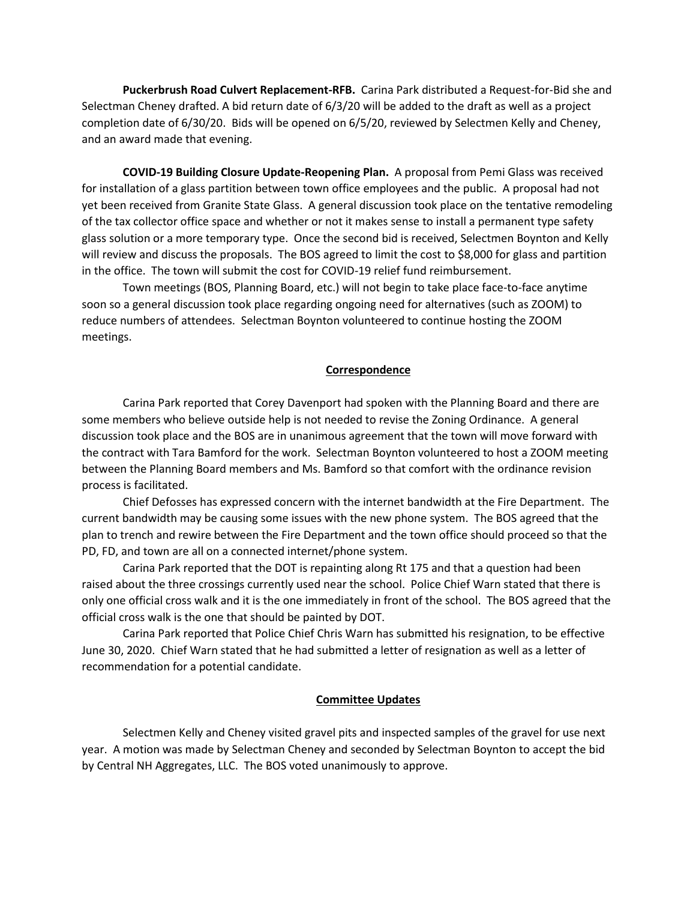**Puckerbrush Road Culvert Replacement-RFB.** Carina Park distributed a Request-for-Bid she and Selectman Cheney drafted. A bid return date of 6/3/20 will be added to the draft as well as a project completion date of 6/30/20. Bids will be opened on 6/5/20, reviewed by Selectmen Kelly and Cheney, and an award made that evening.

**COVID-19 Building Closure Update-Reopening Plan.** A proposal from Pemi Glass was received for installation of a glass partition between town office employees and the public. A proposal had not yet been received from Granite State Glass. A general discussion took place on the tentative remodeling of the tax collector office space and whether or not it makes sense to install a permanent type safety glass solution or a more temporary type. Once the second bid is received, Selectmen Boynton and Kelly will review and discuss the proposals. The BOS agreed to limit the cost to $8,000 for glass and partition in the office. The town will submit the cost for COVID-19 relief fund reimbursement.

Town meetings (BOS, Planning Board, etc.) will not begin to take place face-to-face anytime soon so a general discussion took place regarding ongoing need for alternatives (such as ZOOM) to reduce numbers of attendees. Selectman Boynton volunteered to continue hosting the ZOOM meetings.

## Correspondence

Carina Park reported that Corey Davenport had spoken with the Planning Board and there are some members who believe outside help is not needed to revise the Zoning Ordinance. A general discussion took place and the BOS are in unanimous agreement that the town will move forward with the contract with Tara Bamford for the work. Selectman Boynton volunteered to host a ZOOM meeting between the Planning Board members and Ms. Bamford so that comfort with the ordinance revision process is facilitated.

Chief Defosses has expressed concern with the internet bandwidth at the Fire Department. The current bandwidth may be causing some issues with the new phone system. The BOS agreed that the plan to trench and rewire between the Fire Department and the town office should proceed so that the PD, FD, and town are all on a connected internet/phone system.

Carina Park reported that the DOT is repainting along Rt 175 and that a question had been raised about the three crossings currently used near the school. Police Chief Warn stated that there is only one official cross walk and it is the one immediately in front of the school. The BOS agreed that the official cross walk is the one that should be painted by DOT.

Carina Park reported that Police Chief Chris Warn has submitted his resignation, to be effective June 30, 2020. Chief Warn stated that he had submitted a letter of resignation as well as a letter of recommendation for a potential candidate.

## Committee Updates

Selectmen Kelly and Cheney visited gravel pits and inspected samples of the gravel for use next year. A motion was made by Selectman Cheney and seconded by Selectman Boynton to accept the bid by Central NH Aggregates, LLC. The BOS voted unanimously to approve.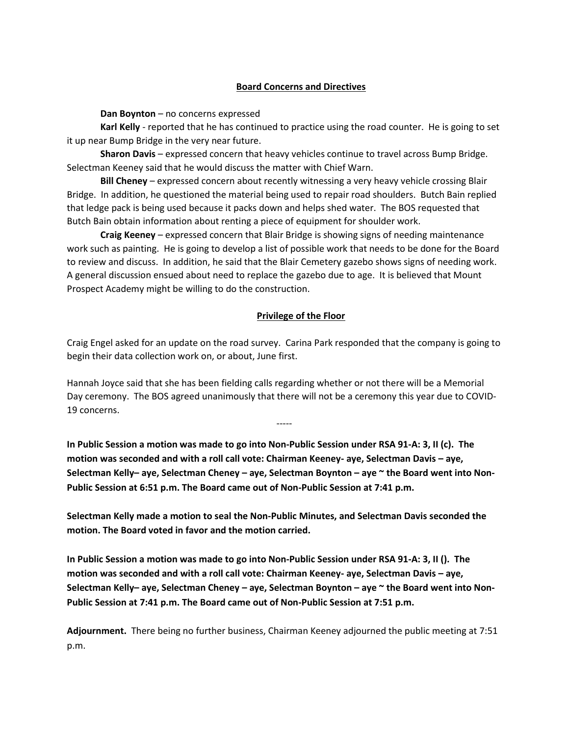## Board Concerns and Directives

**Dan Boynton** – no concerns expressed

**Karl Kelly** - reported that he has continued to practice using the road counter. He is going to set it up near Bump Bridge in the very near future.

**Sharon Davis** – expressed concern that heavy vehicles continue to travel across Bump Bridge. Selectman Keeney said that he would discuss the matter with Chief Warn.

**Bill Cheney** – expressed concern about recently witnessing a very heavy vehicle crossing Blair Bridge. In addition, he questioned the material being used to repair road shoulders. Butch Bain replied that ledge pack is being used because it packs down and helps shed water. The BOS requested that Butch Bain obtain information about renting a piece of equipment for shoulder work.

**Craig Keeney** – expressed concern that Blair Bridge is showing signs of needing maintenance work such as painting. He is going to develop a list of possible work that needs to be done for the Board to review and discuss. In addition, he said that the Blair Cemetery gazebo shows signs of needing work. A general discussion ensued about need to replace the gazebo due to age. It is believed that Mount Prospect Academy might be willing to do the construction.

## Privilege of the Floor

Craig Engel asked for an update on the road survey. Carina Park responded that the company is going to begin their data collection work on, or about, June first.

Hannah Joyce said that she has been fielding calls regarding whether or not there will be a Memorial Day ceremony. The BOS agreed unanimously that there will not be a ceremony this year due to COVID-19 concerns.

-----

**In Public Session a motion was made to go into Non-Public Session under RSA 91-A: 3, II (c). The motion was seconded and with a roll call vote: Chairman Keeney- aye, Selectman Davis – aye, Selectman Kelly– aye, Selectman Cheney – aye, Selectman Boynton – aye ~ the Board went into Non-Public Session at 6:51 p.m. The Board came out of Non-Public Session at 7:41 p.m.**

**Selectman Kelly made a motion to seal the Non-Public Minutes, and Selectman Davis seconded the motion. The Board voted in favor and the motion carried.**

**In Public Session a motion was made to go into Non-Public Session under RSA 91-A: 3, II (). The motion was seconded and with a roll call vote: Chairman Keeney- aye, Selectman Davis – aye, Selectman Kelly– aye, Selectman Cheney – aye, Selectman Boynton – aye ~ the Board went into Non-Public Session at 7:41 p.m. The Board came out of Non-Public Session at 7:51 p.m.**

**Adjournment.** There being no further business, Chairman Keeney adjourned the public meeting at 7:51 p.m.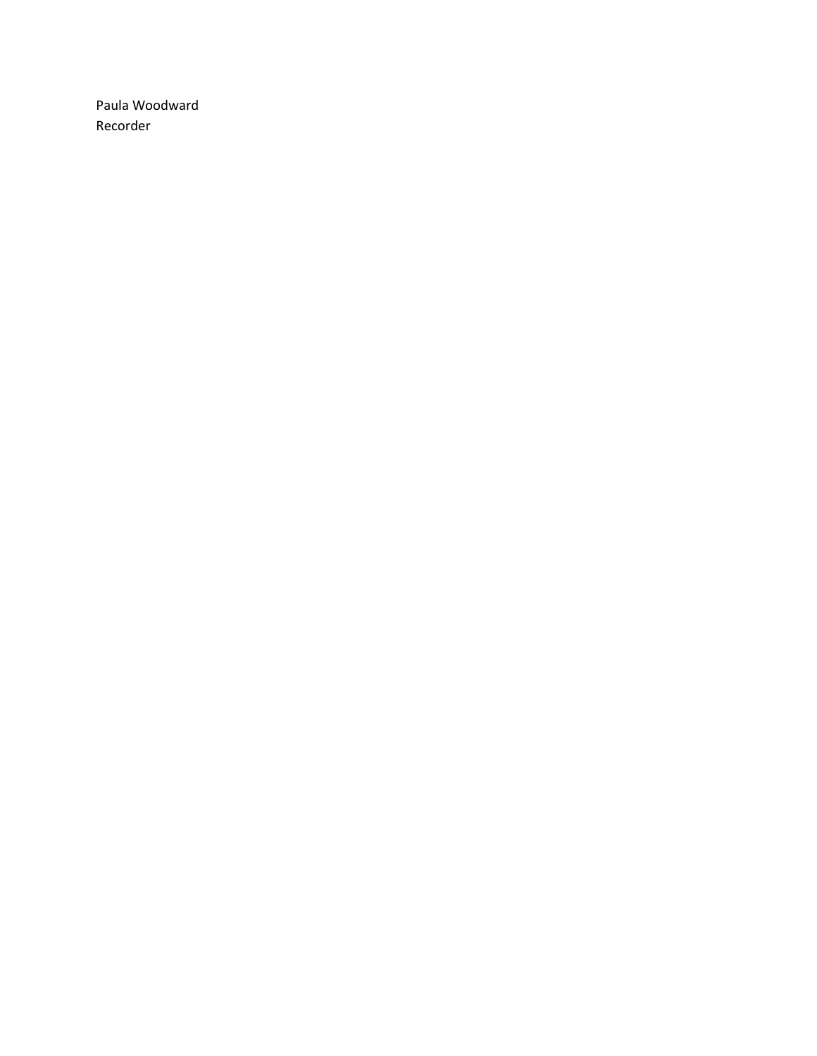Paula Woodward
Recorder